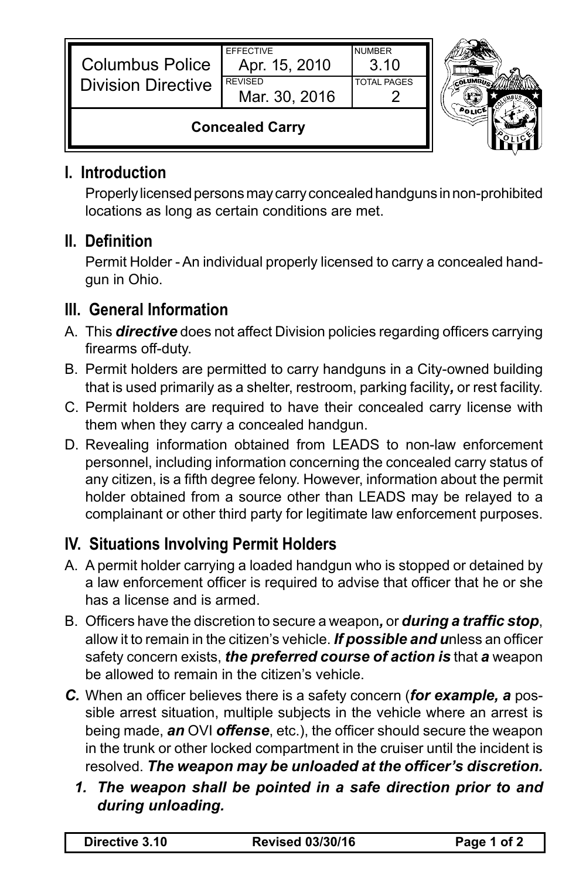| Columbus Police Division Directive | EFFECTIVE Apr. 15, 2010 | NUMBER 3.10 |
| --- | --- | --- |
| | REVISED Mar. 30, 2016 | TOTAL PAGES 2 |
| **Concealed Carry** | | |

## I. Introduction

Properly licensed persons may carry concealed handguns in non-prohibited locations as long as certain conditions are met.

## II. Definition

Permit Holder - An individual properly licensed to carry a concealed handgun in Ohio.

## III. General Information

A. This ***directive*** does not affect Division policies regarding officers carrying firearms off-duty.

B. Permit holders are permitted to carry handguns in a City-owned building that is used primarily as a shelter, restroom, parking facility***,*** or rest facility.

C. Permit holders are required to have their concealed carry license with them when they carry a concealed handgun.

D. Revealing information obtained from LEADS to non-law enforcement personnel, including information concerning the concealed carry status of any citizen, is a fifth degree felony. However, information about the permit holder obtained from a source other than LEADS may be relayed to a complainant or other third party for legitimate law enforcement purposes.

## IV. Situations Involving Permit Holders

A. A permit holder carrying a loaded handgun who is stopped or detained by a law enforcement officer is required to advise that officer that he or she has a license and is armed.

B. Officers have the discretion to secure a weapon***,*** or ***during a traffic stop***, allow it to remain in the citizen's vehicle. ***If possible and u***nless an officer safety concern exists, ***the preferred course of action is*** that ***a*** weapon be allowed to remain in the citizen's vehicle.

***C.*** When an officer believes there is a safety concern (***for example, a*** possible arrest situation, multiple subjects in the vehicle where an arrest is being made, ***an*** OVI ***offense***, etc.), the officer should secure the weapon in the trunk or other locked compartment in the cruiser until the incident is resolved. ***The weapon may be unloaded at the officer's discretion.***

1. ***The weapon shall be pointed in a safe direction prior to and during unloading.***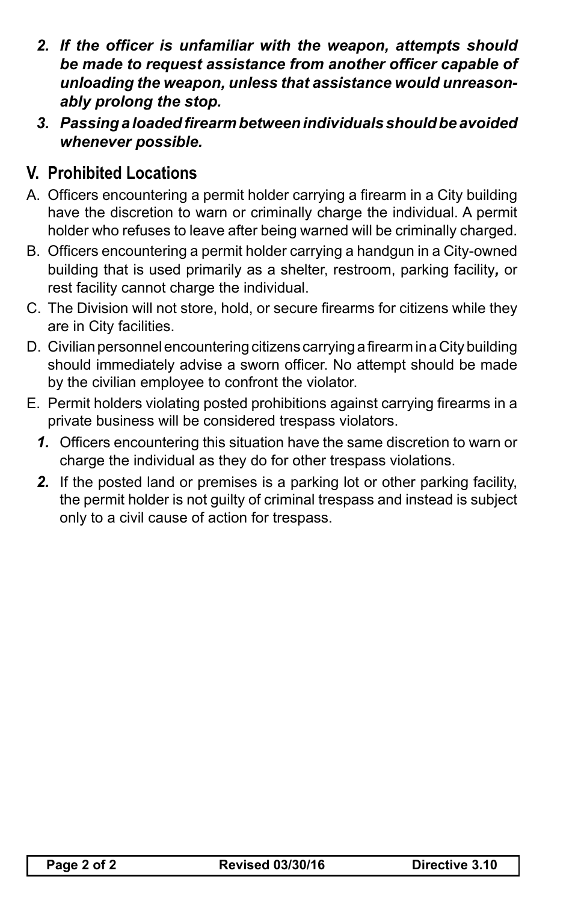2. ***If the officer is unfamiliar with the weapon, attempts should be made to request assistance from another officer capable of unloading the weapon, unless that assistance would unreasonably prolong the stop.***
3. ***Passing a loaded firearm between individuals should be avoided whenever possible.***

## V. Prohibited Locations

A. Officers encountering a permit holder carrying a firearm in a City building have the discretion to warn or criminally charge the individual. A permit holder who refuses to leave after being warned will be criminally charged.

B. Officers encountering a permit holder carrying a handgun in a City-owned building that is used primarily as a shelter, restroom, parking facility***,*** or rest facility cannot charge the individual.

C. The Division will not store, hold, or secure firearms for citizens while they are in City facilities.

D. Civilian personnel encountering citizens carrying a firearm in a City building should immediately advise a sworn officer. No attempt should be made by the civilian employee to confront the violator.

E. Permit holders violating posted prohibitions against carrying firearms in a private business will be considered trespass violators.

***1.*** Officers encountering this situation have the same discretion to warn or charge the individual as they do for other trespass violations.

***2.*** If the posted land or premises is a parking lot or other parking facility, the permit holder is not guilty of criminal trespass and instead is subject only to a civil cause of action for trespass.